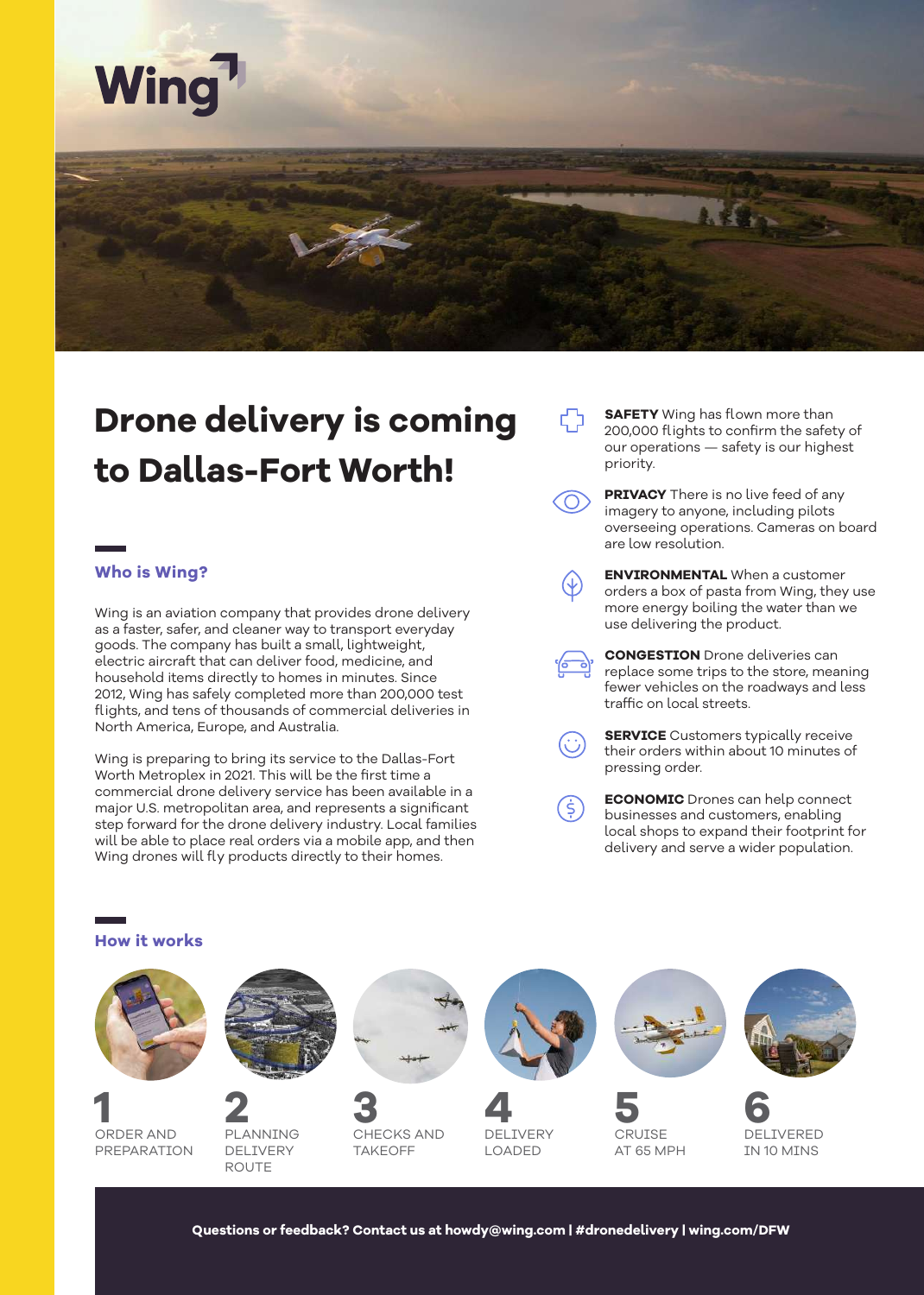Wing

# Drone delivery is coming to Dallas-Fort Worth!

## Who is Wing?

Wing is an aviation company that provides drone delivery as a faster, safer, and cleaner way to transport everyday goods. The company has built a small, lightweight, electric aircraft that can deliver food, medicine, and household items directly to homes in minutes. Since 2012, Wing has safely completed more than 200,000 test flights, and tens of thousands of commercial deliveries in North America, Europe, and Australia.

Wing is preparing to bring its service to the Dallas-Fort Worth Metroplex in 2021. This will be the first time a commercial drone delivery service has been available in a major U.S. metropolitan area, and represents a significant step forward for the drone delivery industry. Local families will be able to place real orders via a mobile app, and then Wing drones will fly products directly to their homes.

**SAFETY** Wing has flown more than 200,000 flights to confirm the safety of our operations — safety is our highest priority.

**PRIVACY** There is no live feed of any imagery to anyone, including pilots overseeing operations. Cameras on board are low resolution.

**ENVIRONMENTAL** When a customer orders a box of pasta from Wing, they use more energy boiling the water than we use delivering the product.

**CONGESTION** Drone deliveries can replace some trips to the store, meaning fewer vehicles on the roadways and less traffic on local streets.

**SERVICE** Customers typically receive their orders within about 10 minutes of pressing order.

**ECONOMIC** Drones can help connect businesses and customers, enabling local shops to expand their footprint for delivery and serve a wider population.

## How it works

1. ORDER AND PREPARATION
2. PLANNING DELIVERY ROUTE
3. CHECKS AND TAKEOFF
4. DELIVERY LOADED
5. CRUISE AT 65 MPH
6. DELIVERED IN 10 MINS

**Questions or feedback? Contact us at howdy@wing.com | #dronedelivery | wing.com/DFW**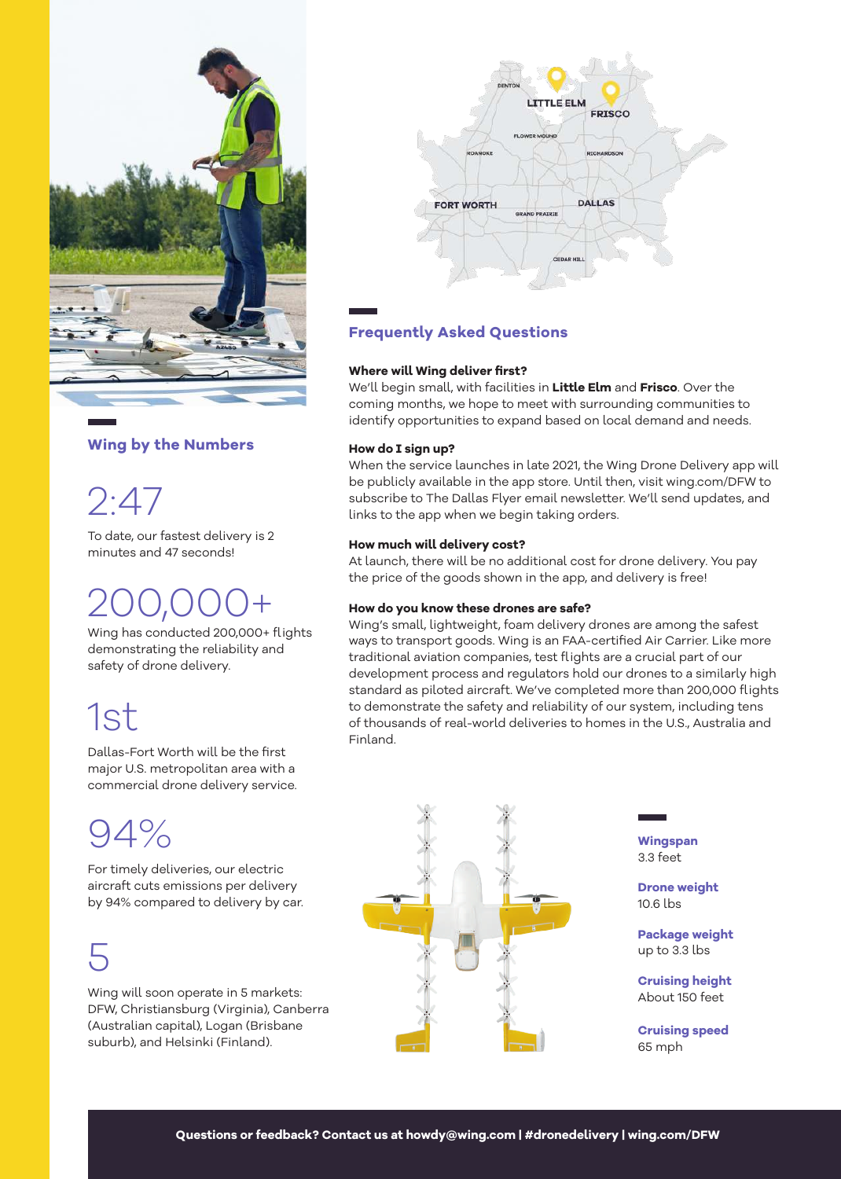## Wing by the Numbers

2:47

To date, our fastest delivery is 2 minutes and 47 seconds!

200,000+

Wing has conducted 200,000+ flights demonstrating the reliability and safety of drone delivery.

1st

Dallas-Fort Worth will be the first major U.S. metropolitan area with a commercial drone delivery service.

94%

For timely deliveries, our electric aircraft cuts emissions per delivery by 94% compared to delivery by car.

5

Wing will soon operate in 5 markets: DFW, Christiansburg (Virginia), Canberra (Australian capital), Logan (Brisbane suburb), and Helsinki (Finland).

DENTON
LITTLE ELM
FRISCO
FLOWER MOUND
ROANOKE
RICHARDSON
FORT WORTH
DALLAS
GRAND PRAIRIE
CEDAR HILL

## Frequently Asked Questions

**Where will Wing deliver first?**
We'll begin small, with facilities in **Little Elm** and **Frisco**. Over the coming months, we hope to meet with surrounding communities to identify opportunities to expand based on local demand and needs.

**How do I sign up?**
When the service launches in late 2021, the Wing Drone Delivery app will be publicly available in the app store. Until then, visit wing.com/DFW to subscribe to The Dallas Flyer email newsletter. We'll send updates, and links to the app when we begin taking orders.

**How much will delivery cost?**
At launch, there will be no additional cost for drone delivery. You pay the price of the goods shown in the app, and delivery is free!

**How do you know these drones are safe?**
Wing's small, lightweight, foam delivery drones are among the safest ways to transport goods. Wing is an FAA-certified Air Carrier. Like more traditional aviation companies, test flights are a crucial part of our development process and regulators hold our drones to a similarly high standard as piloted aircraft. We've completed more than 200,000 flights to demonstrate the safety and reliability of our system, including tens of thousands of real-world deliveries to homes in the U.S., Australia and Finland.

**Wingspan**
3.3 feet

**Drone weight**
10.6 lbs

**Package weight**
up to 3.3 lbs

**Cruising height**
About 150 feet

**Cruising speed**
65 mph

**Questions or feedback? Contact us at howdy@wing.com | #dronedelivery | wing.com/DFW**